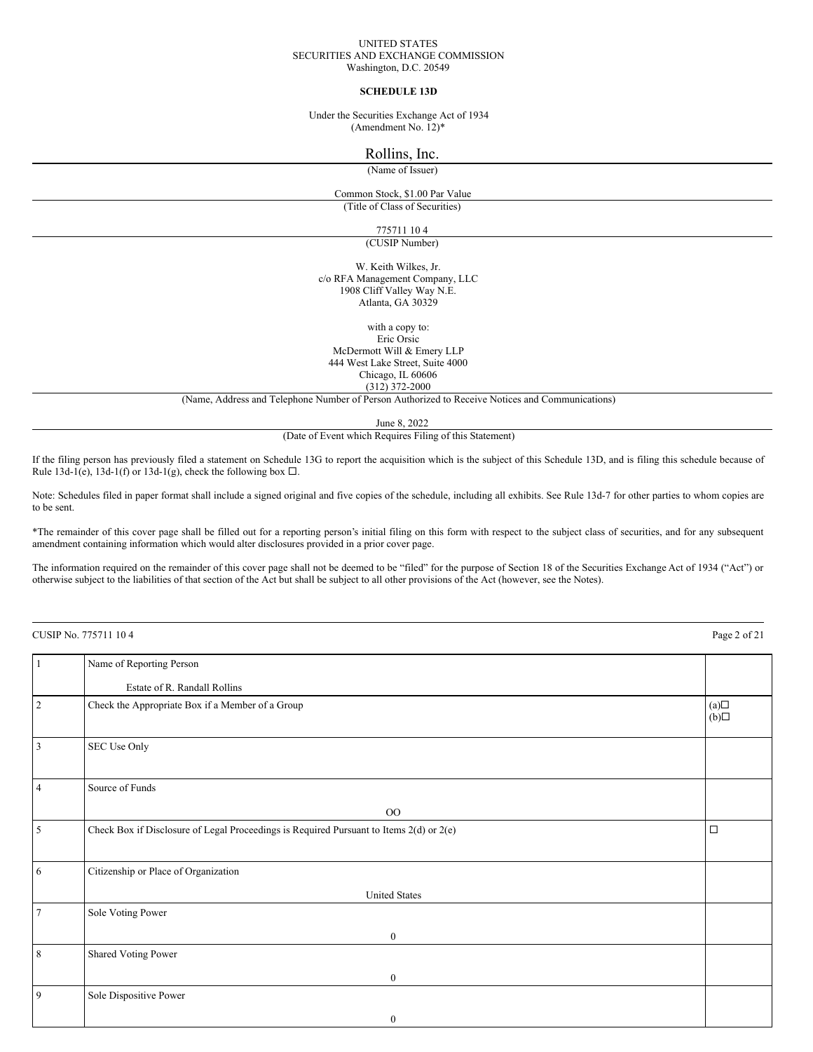UNITED STATES
SECURITIES AND EXCHANGE COMMISSION
Washington, D.C. 20549

**SCHEDULE 13D**

Under the Securities Exchange Act of 1934
(Amendment No. 12)*

Rollins, Inc.

(Name of Issuer)

Common Stock, $1.00 Par Value

(Title of Class of Securities)

775711 10 4

(CUSIP Number)

W. Keith Wilkes, Jr.
c/o RFA Management Company, LLC
1908 Cliff Valley Way N.E.
Atlanta, GA 30329

with a copy to:
Eric Orsic
McDermott Will & Emery LLP
444 West Lake Street, Suite 4000
Chicago, IL 60606
(312) 372-2000

(Name, Address and Telephone Number of Person Authorized to Receive Notices and Communications)

June 8, 2022

(Date of Event which Requires Filing of this Statement)

If the filing person has previously filed a statement on Schedule 13G to report the acquisition which is the subject of this Schedule 13D, and is filing this schedule because of Rule 13d-1(e), 13d-1(f) or 13d-1(g), check the following box ☐.

Note: Schedules filed in paper format shall include a signed original and five copies of the schedule, including all exhibits. See Rule 13d-7 for other parties to whom copies are to be sent.

*The remainder of this cover page shall be filled out for a reporting person's initial filing on this form with respect to the subject class of securities, and for any subsequent amendment containing information which would alter disclosures provided in a prior cover page.

The information required on the remainder of this cover page shall not be deemed to be "filed" for the purpose of Section 18 of the Securities Exchange Act of 1934 ("Act") or otherwise subject to the liabilities of that section of the Act but shall be subject to all other provisions of the Act (however, see the Notes).

CUSIP No. 775711 10 4

| | | |
|---|---|---|
| 1 | Name of Reporting Person<br><br>Estate of R. Randall Rollins | |
| 2 | Check the Appropriate Box if a Member of a Group | (a)☐<br>(b)☐ |
| 3 | SEC Use Only | |
| 4 | Source of Funds<br><br>OO | |
| 5 | Check Box if Disclosure of Legal Proceedings is Required Pursuant to Items 2(d) or 2(e) | ☐ |
| 6 | Citizenship or Place of Organization<br><br>United States | |
| 7 | Sole Voting Power<br><br>0 | |
| 8 | Shared Voting Power<br><br>0 | |
| 9 | Sole Dispositive Power<br><br>0 | |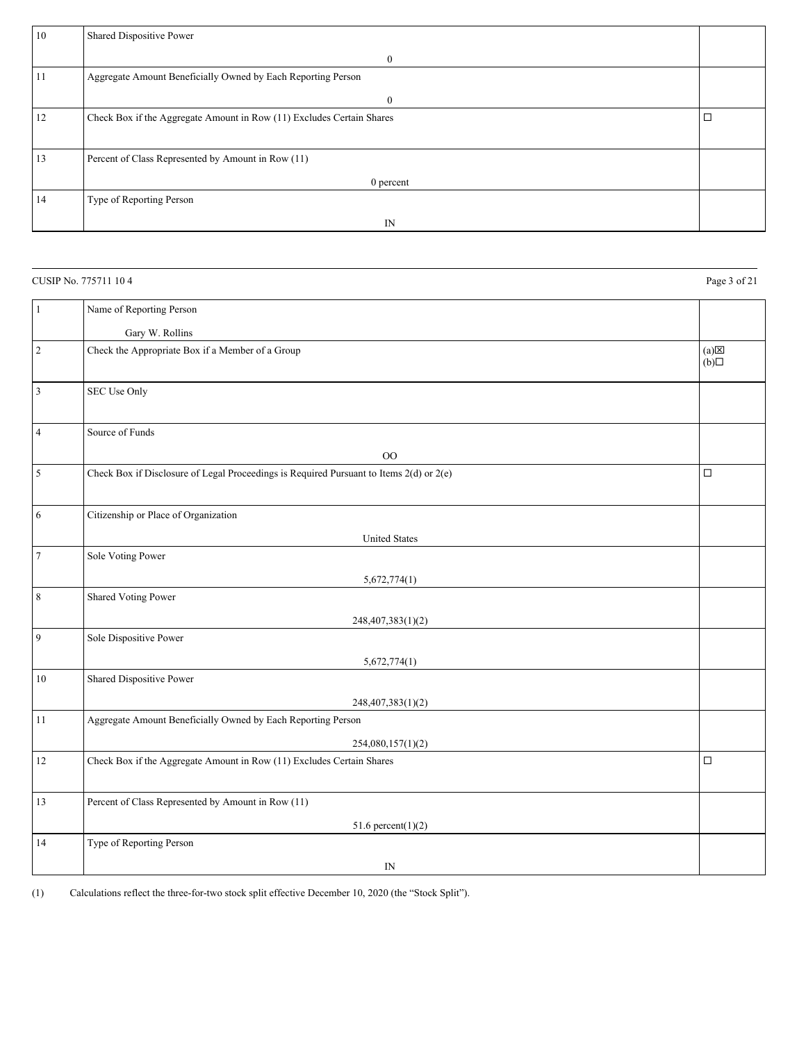| | | |
|---|---|---|
| 10 | Shared Dispositive Power<br><br>0 | |
| 11 | Aggregate Amount Beneficially Owned by Each Reporting Person<br><br>0 | |
| 12 | Check Box if the Aggregate Amount in Row (11) Excludes Certain Shares | ☐ |
| 13 | Percent of Class Represented by Amount in Row (11)<br><br>0 percent | |
| 14 | Type of Reporting Person<br><br>IN | |

CUSIP No. 775711 10 4

| | | |
|---|---|---|
| 1 | Name of Reporting Person<br><br>Gary W. Rollins | |
| 2 | Check the Appropriate Box if a Member of a Group | (a)☒<br>(b)☐ |
| 3 | SEC Use Only | |
| 4 | Source of Funds<br><br>OO | |
| 5 | Check Box if Disclosure of Legal Proceedings is Required Pursuant to Items 2(d) or 2(e) | ☐ |
| 6 | Citizenship or Place of Organization<br><br>United States | |
| 7 | Sole Voting Power<br><br>5,672,774(1) | |
| 8 | Shared Voting Power<br><br>248,407,383(1)(2) | |
| 9 | Sole Dispositive Power<br><br>5,672,774(1) | |
| 10 | Shared Dispositive Power<br><br>248,407,383(1)(2) | |
| 11 | Aggregate Amount Beneficially Owned by Each Reporting Person<br><br>254,080,157(1)(2) | |
| 12 | Check Box if the Aggregate Amount in Row (11) Excludes Certain Shares | ☐ |
| 13 | Percent of Class Represented by Amount in Row (11)<br><br>51.6 percent(1)(2) | |
| 14 | Type of Reporting Person<br><br>IN | |

(1) Calculations reflect the three-for-two stock split effective December 10, 2020 (the "Stock Split").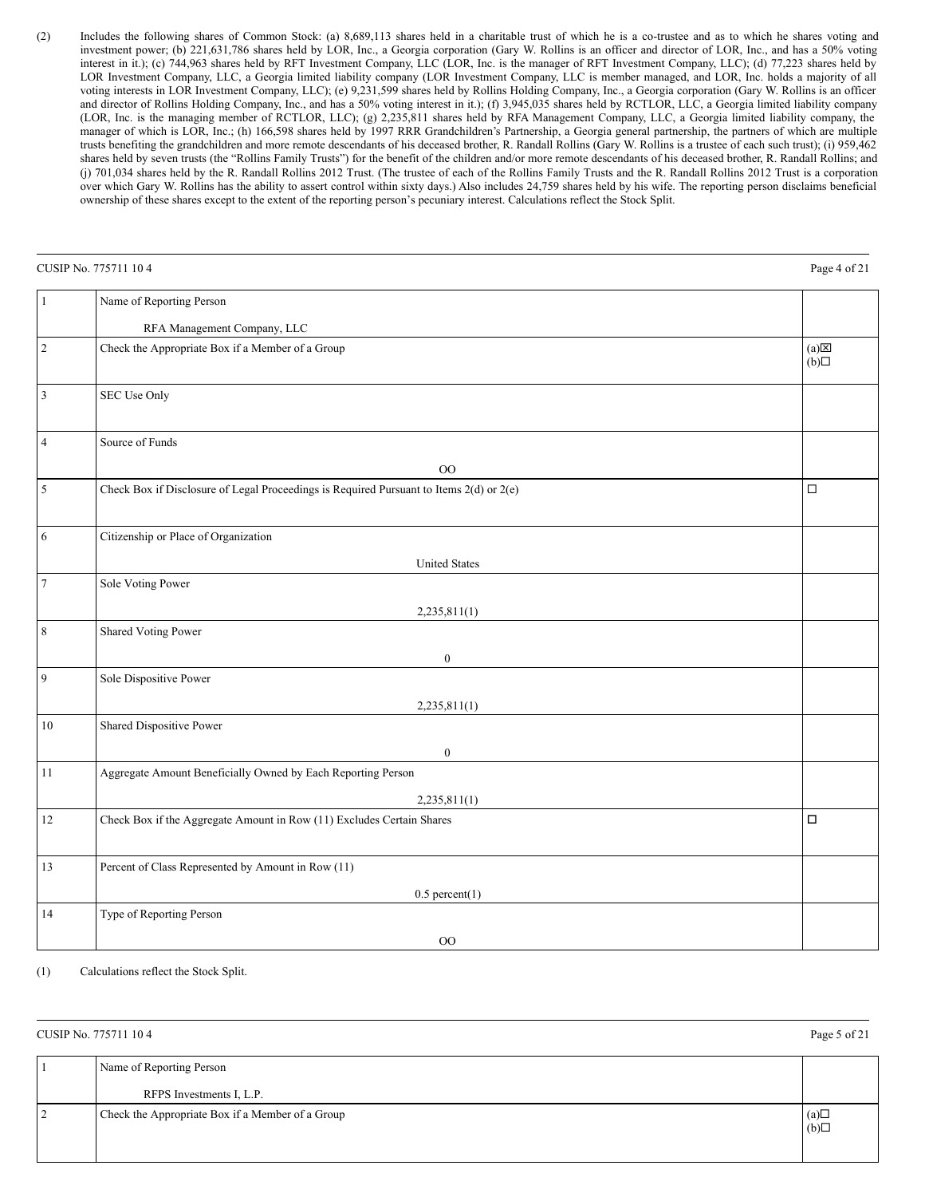(2) Includes the following shares of Common Stock: (a) 8,689,113 shares held in a charitable trust of which he is a co-trustee and as to which he shares voting and investment power; (b) 221,631,786 shares held by LOR, Inc., a Georgia corporation (Gary W. Rollins is an officer and director of LOR, Inc., and has a 50% voting interest in it.); (c) 744,963 shares held by RFT Investment Company, LLC (LOR, Inc. is the manager of RFT Investment Company, LLC); (d) 77,223 shares held by LOR Investment Company, LLC, a Georgia limited liability company (LOR Investment Company, LLC is member managed, and LOR, Inc. holds a majority of all voting interests in LOR Investment Company, LLC); (e) 9,231,599 shares held by Rollins Holding Company, Inc., a Georgia corporation (Gary W. Rollins is an officer and director of Rollins Holding Company, Inc., and has a 50% voting interest in it.); (f) 3,945,035 shares held by RCTLOR, LLC, a Georgia limited liability company (LOR, Inc. is the managing member of RCTLOR, LLC); (g) 2,235,811 shares held by RFA Management Company, LLC, a Georgia limited liability company, the manager of which is LOR, Inc.; (h) 166,598 shares held by 1997 RRR Grandchildren's Partnership, a Georgia general partnership, the partners of which are multiple trusts benefiting the grandchildren and more remote descendants of his deceased brother, R. Randall Rollins (Gary W. Rollins is a trustee of each such trust); (i) 959,462 shares held by seven trusts (the "Rollins Family Trusts") for the benefit of the children and/or more remote descendants of his deceased brother, R. Randall Rollins; and (j) 701,034 shares held by the R. Randall Rollins 2012 Trust. (The trustee of each of the Rollins Family Trusts and the R. Randall Rollins 2012 Trust is a corporation over which Gary W. Rollins has the ability to assert control within sixty days.) Also includes 24,759 shares held by his wife. The reporting person disclaims beneficial ownership of these shares except to the extent of the reporting person's pecuniary interest. Calculations reflect the Stock Split.

CUSIP No. 775711 10 4

| | | |
|---|---|---|
| 1 | Name of Reporting Person<br><br>RFA Management Company, LLC | |
| 2 | Check the Appropriate Box if a Member of a Group | (a)☒<br>(b)☐ |
| 3 | SEC Use Only | |
| 4 | Source of Funds<br><br>OO | |
| 5 | Check Box if Disclosure of Legal Proceedings is Required Pursuant to Items 2(d) or 2(e) | ☐ |
| 6 | Citizenship or Place of Organization<br><br>United States | |
| 7 | Sole Voting Power<br><br>2,235,811(1) | |
| 8 | Shared Voting Power<br><br>0 | |
| 9 | Sole Dispositive Power<br><br>2,235,811(1) | |
| 10 | Shared Dispositive Power<br><br>0 | |
| 11 | Aggregate Amount Beneficially Owned by Each Reporting Person<br><br>2,235,811(1) | |
| 12 | Check Box if the Aggregate Amount in Row (11) Excludes Certain Shares | ☐ |
| 13 | Percent of Class Represented by Amount in Row (11)<br><br>0.5 percent(1) | |
| 14 | Type of Reporting Person<br><br>OO | |

(1) Calculations reflect the Stock Split.

CUSIP No. 775711 10 4

| | | |
|---|---|---|
| 1 | Name of Reporting Person<br><br>RFPS Investments I, L.P. | |
| 2 | Check the Appropriate Box if a Member of a Group | (a)☐<br>(b)☐ |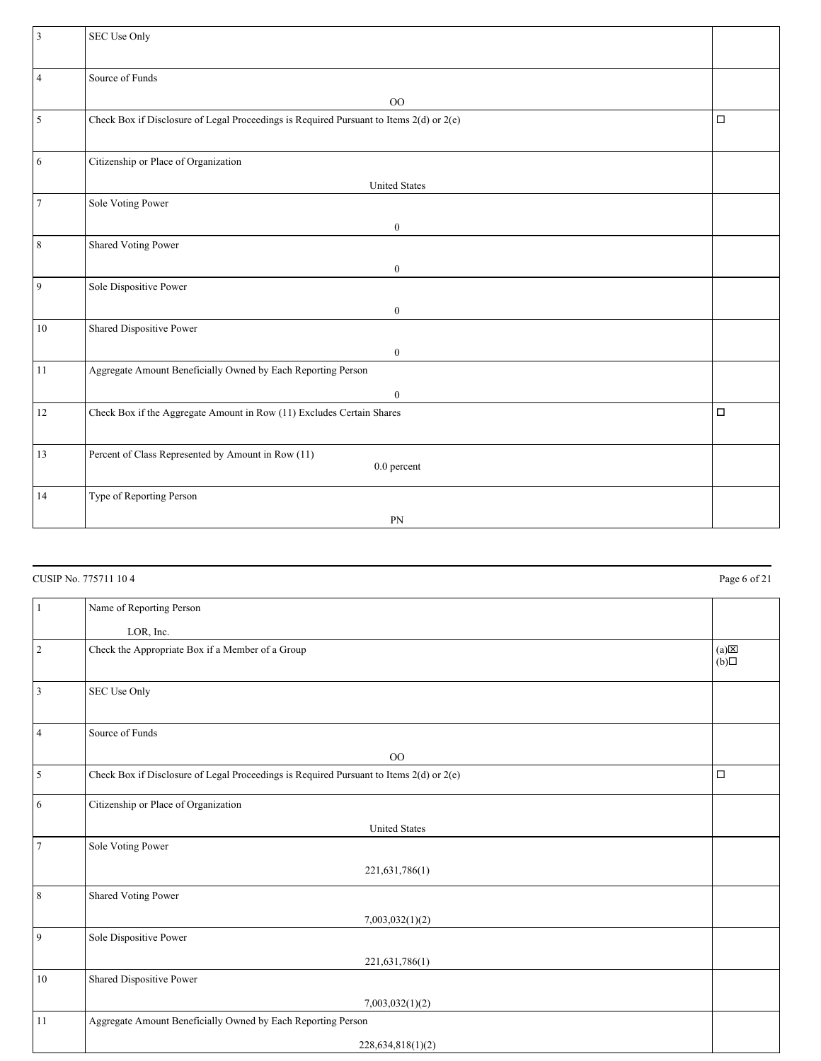| | | |
|---|---|---|
| 3 | SEC Use Only | |
| 4 | Source of Funds<br><br>OO | |
| 5 | Check Box if Disclosure of Legal Proceedings is Required Pursuant to Items 2(d) or 2(e) | ☐ |
| 6 | Citizenship or Place of Organization<br><br>United States | |
| 7 | Sole Voting Power<br><br>0 | |
| 8 | Shared Voting Power<br><br>0 | |
| 9 | Sole Dispositive Power<br><br>0 | |
| 10 | Shared Dispositive Power<br><br>0 | |
| 11 | Aggregate Amount Beneficially Owned by Each Reporting Person<br><br>0 | |
| 12 | Check Box if the Aggregate Amount in Row (11) Excludes Certain Shares | ☐ |
| 13 | Percent of Class Represented by Amount in Row (11)<br><br>0.0 percent | |
| 14 | Type of Reporting Person<br><br>PN | |

CUSIP No. 775711 10 4

| | | |
|---|---|---|
| 1 | Name of Reporting Person<br><br>LOR, Inc. | |
| 2 | Check the Appropriate Box if a Member of a Group | (a)☒<br>(b)☐ |
| 3 | SEC Use Only | |
| 4 | Source of Funds<br><br>OO | |
| 5 | Check Box if Disclosure of Legal Proceedings is Required Pursuant to Items 2(d) or 2(e) | ☐ |
| 6 | Citizenship or Place of Organization<br><br>United States | |
| 7 | Sole Voting Power<br><br>221,631,786(1) | |
| 8 | Shared Voting Power<br><br>7,003,032(1)(2) | |
| 9 | Sole Dispositive Power<br><br>221,631,786(1) | |
| 10 | Shared Dispositive Power<br><br>7,003,032(1)(2) | |
| 11 | Aggregate Amount Beneficially Owned by Each Reporting Person<br><br>228,634,818(1)(2) | |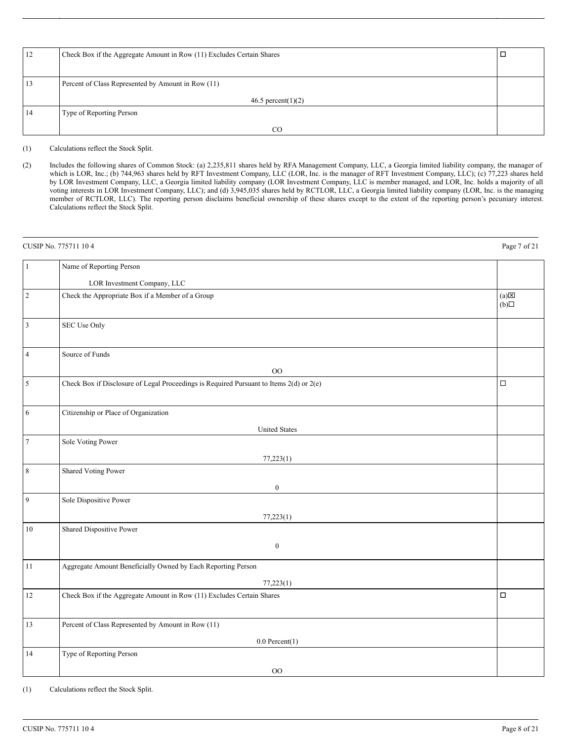| 12 | Check Box if the Aggregate Amount in Row (11) Excludes Certain Shares | ☐ |
|---|---|---|
| 13 | Percent of Class Represented by Amount in Row (11)<br><br>46.5 percent(1)(2) | |
| 14 | Type of Reporting Person<br><br>CO | |

(1) Calculations reflect the Stock Split.

(2) Includes the following shares of Common Stock: (a) 2,235,811 shares held by RFA Management Company, LLC, a Georgia limited liability company, the manager of which is LOR, Inc.; (b) 744,963 shares held by RFT Investment Company, LLC (LOR, Inc. is the manager of RFT Investment Company, LLC); (c) 77,223 shares held by LOR Investment Company, LLC, a Georgia limited liability company (LOR Investment Company, LLC is member managed, and LOR, Inc. holds a majority of all voting interests in LOR Investment Company, LLC); and (d) 3,945,035 shares held by RCTLOR, LLC, a Georgia limited liability company (LOR, Inc. is the managing member of RCTLOR, LLC). The reporting person disclaims beneficial ownership of these shares except to the extent of the reporting person's pecuniary interest. Calculations reflect the Stock Split.

CUSIP No. 775711 10 4

| 1 | Name of Reporting Person<br><br>LOR Investment Company, LLC | |
|---|---|---|
| 2 | Check the Appropriate Box if a Member of a Group | (a)☒<br>(b)☐ |
| 3 | SEC Use Only | |
| 4 | Source of Funds<br><br>OO | |
| 5 | Check Box if Disclosure of Legal Proceedings is Required Pursuant to Items 2(d) or 2(e) | ☐ |
| 6 | Citizenship or Place of Organization<br><br>United States | |
| 7 | Sole Voting Power<br><br>77,223(1) | |
| 8 | Shared Voting Power<br><br>0 | |
| 9 | Sole Dispositive Power<br><br>77,223(1) | |
| 10 | Shared Dispositive Power<br><br>0 | |
| 11 | Aggregate Amount Beneficially Owned by Each Reporting Person<br><br>77,223(1) | |
| 12 | Check Box if the Aggregate Amount in Row (11) Excludes Certain Shares | ☐ |
| 13 | Percent of Class Represented by Amount in Row (11)<br><br>0.0 Percent(1) | |
| 14 | Type of Reporting Person<br><br>OO | |

(1) Calculations reflect the Stock Split.

CUSIP No. 775711 10 4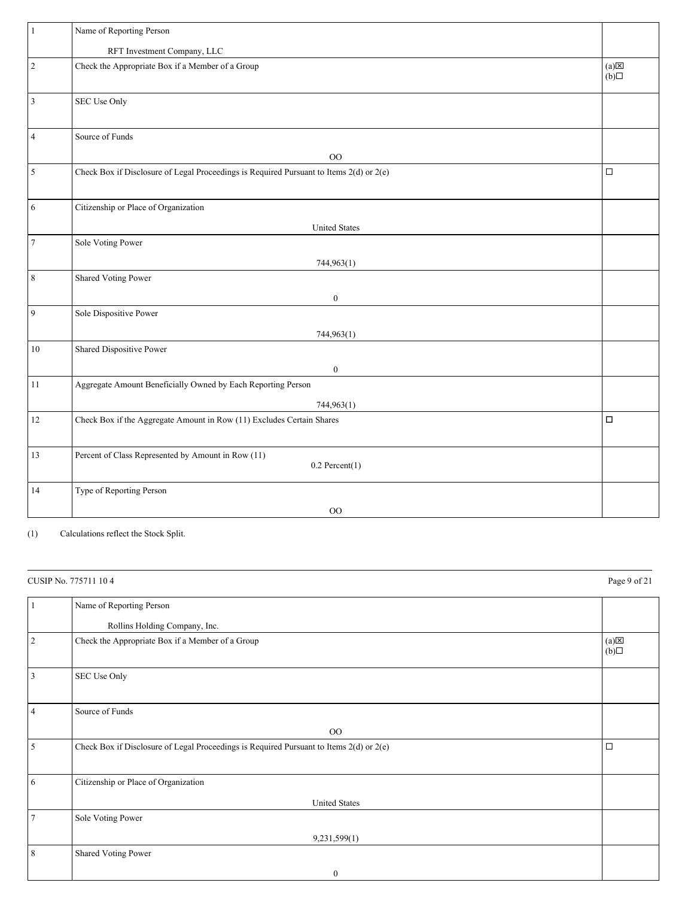| | | |
|---|---|---|
| 1 | Name of Reporting Person<br><br>RFT Investment Company, LLC | |
| 2 | Check the Appropriate Box if a Member of a Group | (a)☒<br>(b)☐ |
| 3 | SEC Use Only | |
| 4 | Source of Funds<br><br>OO | |
| 5 | Check Box if Disclosure of Legal Proceedings is Required Pursuant to Items 2(d) or 2(e) | ☐ |
| 6 | Citizenship or Place of Organization<br><br>United States | |
| 7 | Sole Voting Power<br><br>744,963(1) | |
| 8 | Shared Voting Power<br><br>0 | |
| 9 | Sole Dispositive Power<br><br>744,963(1) | |
| 10 | Shared Dispositive Power<br><br>0 | |
| 11 | Aggregate Amount Beneficially Owned by Each Reporting Person<br><br>744,963(1) | |
| 12 | Check Box if the Aggregate Amount in Row (11) Excludes Certain Shares | ☐ |
| 13 | Percent of Class Represented by Amount in Row (11)<br><br>0.2 Percent(1) | |
| 14 | Type of Reporting Person<br><br>OO | |

(1) Calculations reflect the Stock Split.

CUSIP No. 775711 10 4

| | | |
|---|---|---|
| 1 | Name of Reporting Person<br><br>Rollins Holding Company, Inc. | |
| 2 | Check the Appropriate Box if a Member of a Group | (a)☒<br>(b)☐ |
| 3 | SEC Use Only | |
| 4 | Source of Funds<br><br>OO | |
| 5 | Check Box if Disclosure of Legal Proceedings is Required Pursuant to Items 2(d) or 2(e) | ☐ |
| 6 | Citizenship or Place of Organization<br><br>United States | |
| 7 | Sole Voting Power<br><br>9,231,599(1) | |
| 8 | Shared Voting Power<br><br>0 | |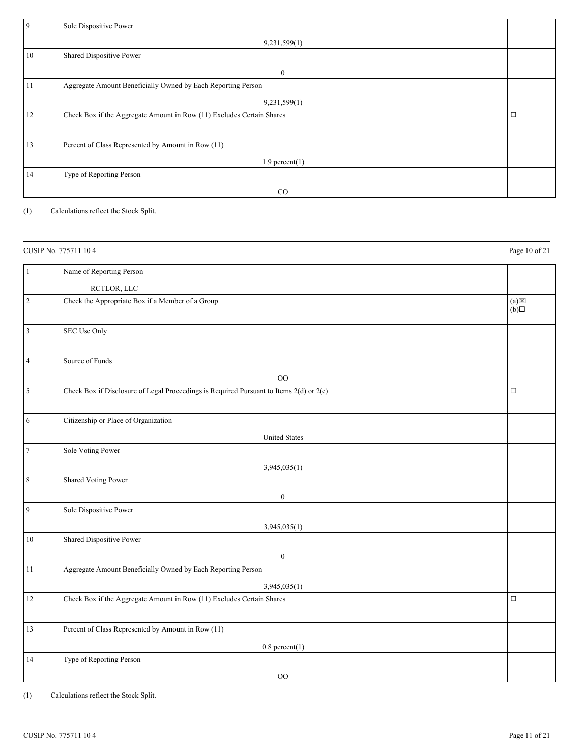| | | |
|---|---|---|
| 9 | Sole Dispositive Power<br><br>9,231,599(1) | |
| 10 | Shared Dispositive Power<br><br>0 | |
| 11 | Aggregate Amount Beneficially Owned by Each Reporting Person<br><br>9,231,599(1) | |
| 12 | Check Box if the Aggregate Amount in Row (11) Excludes Certain Shares | ☐ |
| 13 | Percent of Class Represented by Amount in Row (11)<br><br>1.9 percent(1) | |
| 14 | Type of Reporting Person<br><br>CO | |

(1) Calculations reflect the Stock Split.

CUSIP No. 775711 10 4

| | | |
|---|---|---|
| 1 | Name of Reporting Person<br><br>RCTLOR, LLC | |
| 2 | Check the Appropriate Box if a Member of a Group | (a)☒<br>(b)☐ |
| 3 | SEC Use Only | |
| 4 | Source of Funds<br><br>OO | |
| 5 | Check Box if Disclosure of Legal Proceedings is Required Pursuant to Items 2(d) or 2(e) | ☐ |
| 6 | Citizenship or Place of Organization<br><br>United States | |
| 7 | Sole Voting Power<br><br>3,945,035(1) | |
| 8 | Shared Voting Power<br><br>0 | |
| 9 | Sole Dispositive Power<br><br>3,945,035(1) | |
| 10 | Shared Dispositive Power<br><br>0 | |
| 11 | Aggregate Amount Beneficially Owned by Each Reporting Person<br><br>3,945,035(1) | |
| 12 | Check Box if the Aggregate Amount in Row (11) Excludes Certain Shares | ☐ |
| 13 | Percent of Class Represented by Amount in Row (11)<br><br>0.8 percent(1) | |
| 14 | Type of Reporting Person<br><br>OO | |

(1) Calculations reflect the Stock Split.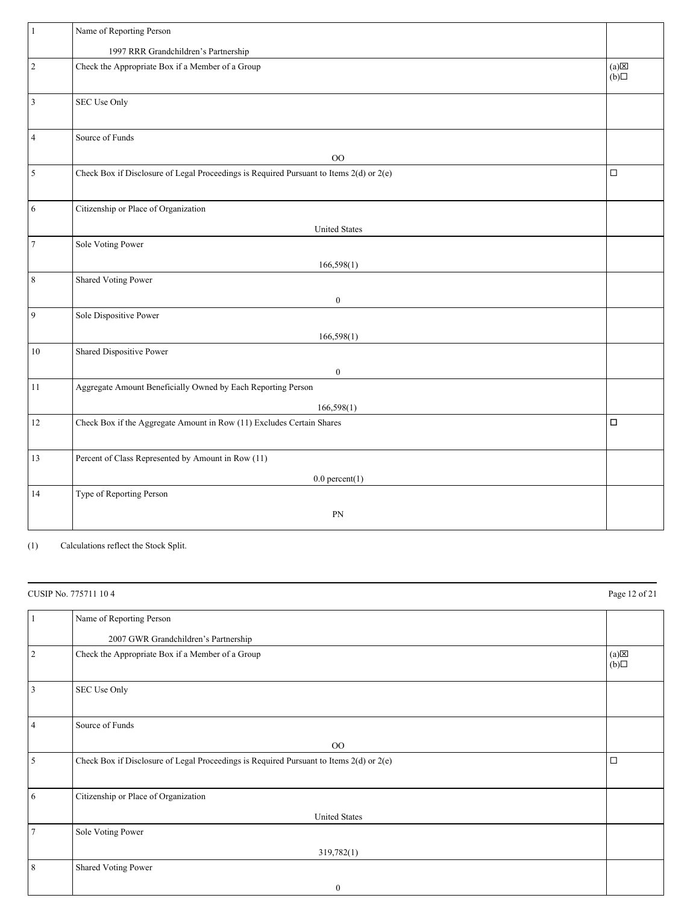| 1 | Name of Reporting Person<br><br>1997 RRR Grandchildren's Partnership | |
|---|---|---|
| 2 | Check the Appropriate Box if a Member of a Group | (a)☒<br>(b)☐ |
| 3 | SEC Use Only | |
| 4 | Source of Funds<br><br>OO | |
| 5 | Check Box if Disclosure of Legal Proceedings is Required Pursuant to Items 2(d) or 2(e) | ☐ |
| 6 | Citizenship or Place of Organization<br><br>United States | |
| 7 | Sole Voting Power<br><br>166,598(1) | |
| 8 | Shared Voting Power<br><br>0 | |
| 9 | Sole Dispositive Power<br><br>166,598(1) | |
| 10 | Shared Dispositive Power<br><br>0 | |
| 11 | Aggregate Amount Beneficially Owned by Each Reporting Person<br><br>166,598(1) | |
| 12 | Check Box if the Aggregate Amount in Row (11) Excludes Certain Shares | ☐ |
| 13 | Percent of Class Represented by Amount in Row (11)<br><br>0.0 percent(1) | |
| 14 | Type of Reporting Person<br><br>PN | |

(1) Calculations reflect the Stock Split.

CUSIP No. 775711 10 4

| 1 | Name of Reporting Person<br><br>2007 GWR Grandchildren's Partnership | |
|---|---|---|
| 2 | Check the Appropriate Box if a Member of a Group | (a)☒<br>(b)☐ |
| 3 | SEC Use Only | |
| 4 | Source of Funds<br><br>OO | |
| 5 | Check Box if Disclosure of Legal Proceedings is Required Pursuant to Items 2(d) or 2(e) | ☐ |
| 6 | Citizenship or Place of Organization<br><br>United States | |
| 7 | Sole Voting Power<br><br>319,782(1) | |
| 8 | Shared Voting Power<br><br>0 | |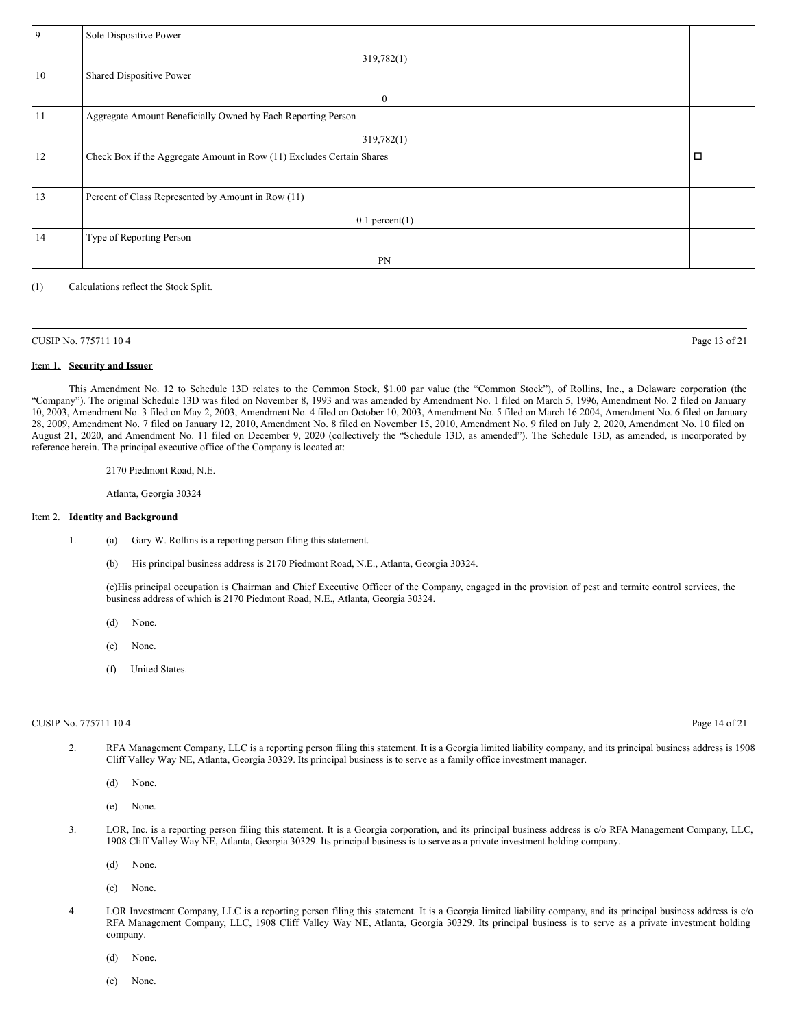| 9 | Sole Dispositive Power<br><br>319,782(1) | |
|---|---|---|
| 10 | Shared Dispositive Power<br><br>0 | |
| 11 | Aggregate Amount Beneficially Owned by Each Reporting Person<br><br>319,782(1) | |
| 12 | Check Box if the Aggregate Amount in Row (11) Excludes Certain Shares | ☐ |
| 13 | Percent of Class Represented by Amount in Row (11)<br><br>0.1 percent(1) | |
| 14 | Type of Reporting Person<br><br>PN | |

(1) Calculations reflect the Stock Split.

CUSIP No. 775711 10 4

### Item 1. **Security and Issuer**

This Amendment No. 12 to Schedule 13D relates to the Common Stock, $1.00 par value (the "Common Stock"), of Rollins, Inc., a Delaware corporation (the "Company"). The original Schedule 13D was filed on November 8, 1993 and was amended by Amendment No. 1 filed on March 5, 1996, Amendment No. 2 filed on January 10, 2003, Amendment No. 3 filed on May 2, 2003, Amendment No. 4 filed on October 10, 2003, Amendment No. 5 filed on March 16 2004, Amendment No. 6 filed on January 28, 2009, Amendment No. 7 filed on January 12, 2010, Amendment No. 8 filed on November 15, 2010, Amendment No. 9 filed on July 2, 2020, Amendment No. 10 filed on August 21, 2020, and Amendment No. 11 filed on December 9, 2020 (collectively the "Schedule 13D, as amended"). The Schedule 13D, as amended, is incorporated by reference herein. The principal executive office of the Company is located at:

2170 Piedmont Road, N.E.

Atlanta, Georgia 30324

### Item 2. **Identity and Background**

1. (a) Gary W. Rollins is a reporting person filing this statement.

   (b) His principal business address is 2170 Piedmont Road, N.E., Atlanta, Georgia 30324.

   (c) His principal occupation is Chairman and Chief Executive Officer of the Company, engaged in the provision of pest and termite control services, the business address of which is 2170 Piedmont Road, N.E., Atlanta, Georgia 30324.

   (d) None.

   (e) None.

   (f) United States.

CUSIP No. 775711 10 4

2. RFA Management Company, LLC is a reporting person filing this statement. It is a Georgia limited liability company, and its principal business address is 1908 Cliff Valley Way NE, Atlanta, Georgia 30329. Its principal business is to serve as a family office investment manager.

   (d) None.

   (e) None.

3. LOR, Inc. is a reporting person filing this statement. It is a Georgia corporation, and its principal business address is c/o RFA Management Company, LLC, 1908 Cliff Valley Way NE, Atlanta, Georgia 30329. Its principal business is to serve as a private investment holding company.

   (d) None.

   (e) None.

4. LOR Investment Company, LLC is a reporting person filing this statement. It is a Georgia limited liability company, and its principal business address is c/o RFA Management Company, LLC, 1908 Cliff Valley Way NE, Atlanta, Georgia 30329. Its principal business is to serve as a private investment holding company.

   (d) None.

   (e) None.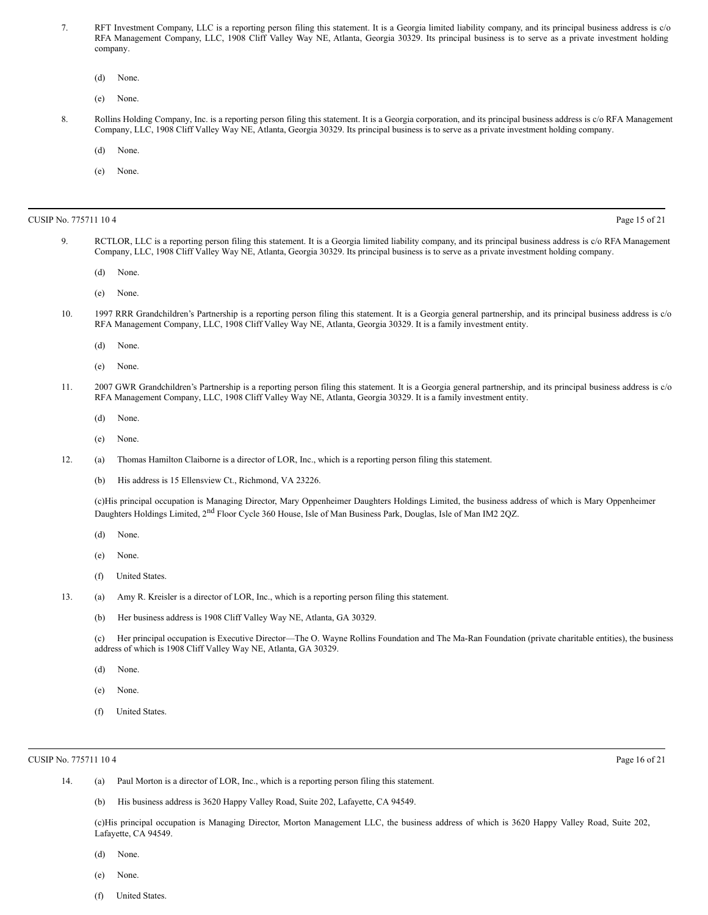7. RFT Investment Company, LLC is a reporting person filing this statement. It is a Georgia limited liability company, and its principal business address is c/o RFA Management Company, LLC, 1908 Cliff Valley Way NE, Atlanta, Georgia 30329. Its principal business is to serve as a private investment holding company.

   (d) None.

   (e) None.

8. Rollins Holding Company, Inc. is a reporting person filing this statement. It is a Georgia corporation, and its principal business address is c/o RFA Management Company, LLC, 1908 Cliff Valley Way NE, Atlanta, Georgia 30329. Its principal business is to serve as a private investment holding company.

   (d) None.

   (e) None.

9. RCTLOR, LLC is a reporting person filing this statement. It is a Georgia limited liability company, and its principal business address is c/o RFA Management Company, LLC, 1908 Cliff Valley Way NE, Atlanta, Georgia 30329. Its principal business is to serve as a private investment holding company.

   (d) None.

   (e) None.

10. 1997 RRR Grandchildren's Partnership is a reporting person filing this statement. It is a Georgia general partnership, and its principal business address is c/o RFA Management Company, LLC, 1908 Cliff Valley Way NE, Atlanta, Georgia 30329. It is a family investment entity.

    (d) None.

    (e) None.

11. 2007 GWR Grandchildren's Partnership is a reporting person filing this statement. It is a Georgia general partnership, and its principal business address is c/o RFA Management Company, LLC, 1908 Cliff Valley Way NE, Atlanta, Georgia 30329. It is a family investment entity.

    (d) None.

    (e) None.

12. (a) Thomas Hamilton Claiborne is a director of LOR, Inc., which is a reporting person filing this statement.

    (b) His address is 15 Ellensview Ct., Richmond, VA 23226.

    (c) His principal occupation is Managing Director, Mary Oppenheimer Daughters Holdings Limited, the business address of which is Mary Oppenheimer Daughters Holdings Limited, 2nd Floor Cycle 360 House, Isle of Man Business Park, Douglas, Isle of Man IM2 2QZ.

    (d) None.

    (e) None.

    (f) United States.

13. (a) Amy R. Kreisler is a director of LOR, Inc., which is a reporting person filing this statement.

    (b) Her business address is 1908 Cliff Valley Way NE, Atlanta, GA 30329.

    (c) Her principal occupation is Executive Director—The O. Wayne Rollins Foundation and The Ma-Ran Foundation (private charitable entities), the business address of which is 1908 Cliff Valley Way NE, Atlanta, GA 30329.

    (d) None.

    (e) None.

    (f) United States.

14. (a) Paul Morton is a director of LOR, Inc., which is a reporting person filing this statement.

    (b) His business address is 3620 Happy Valley Road, Suite 202, Lafayette, CA 94549.

    (c) His principal occupation is Managing Director, Morton Management LLC, the business address of which is 3620 Happy Valley Road, Suite 202, Lafayette, CA 94549.

    (d) None.

    (e) None.

    (f) United States.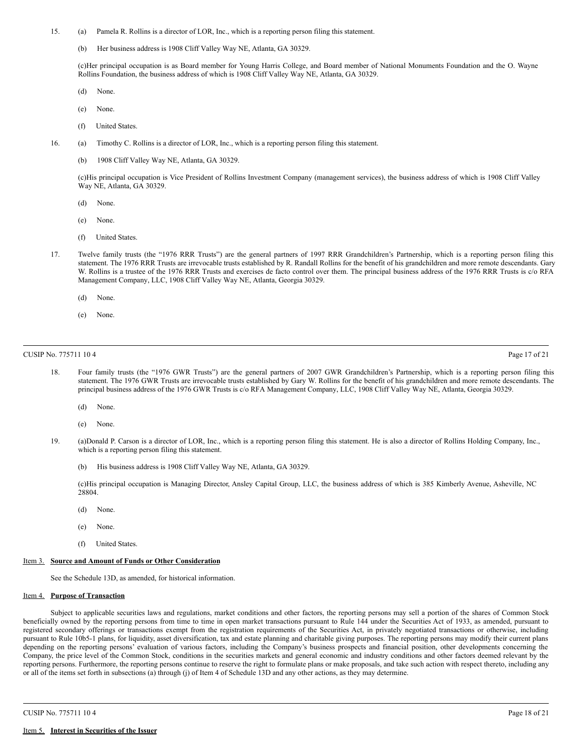15. (a) Pamela R. Rollins is a director of LOR, Inc., which is a reporting person filing this statement.

    (b) Her business address is 1908 Cliff Valley Way NE, Atlanta, GA 30329.

    (c)Her principal occupation is as Board member for Young Harris College, and Board member of National Monuments Foundation and the O. Wayne Rollins Foundation, the business address of which is 1908 Cliff Valley Way NE, Atlanta, GA 30329.

    (d) None.

    (e) None.

    (f) United States.

16. (a) Timothy C. Rollins is a director of LOR, Inc., which is a reporting person filing this statement.

    (b) 1908 Cliff Valley Way NE, Atlanta, GA 30329.

    (c)His principal occupation is Vice President of Rollins Investment Company (management services), the business address of which is 1908 Cliff Valley Way NE, Atlanta, GA 30329.

    (d) None.

    (e) None.

    (f) United States.

17. Twelve family trusts (the "1976 RRR Trusts") are the general partners of 1997 RRR Grandchildren's Partnership, which is a reporting person filing this statement. The 1976 RRR Trusts are irrevocable trusts established by R. Randall Rollins for the benefit of his grandchildren and more remote descendants. Gary W. Rollins is a trustee of the 1976 RRR Trusts and exercises de facto control over them. The principal business address of the 1976 RRR Trusts is c/o RFA Management Company, LLC, 1908 Cliff Valley Way NE, Atlanta, Georgia 30329.

    (d) None.

    (e) None.

18. Four family trusts (the "1976 GWR Trusts") are the general partners of 2007 GWR Grandchildren's Partnership, which is a reporting person filing this statement. The 1976 GWR Trusts are irrevocable trusts established by Gary W. Rollins for the benefit of his grandchildren and more remote descendants. The principal business address of the 1976 GWR Trusts is c/o RFA Management Company, LLC, 1908 Cliff Valley Way NE, Atlanta, Georgia 30329.

    (d) None.

    (e) None.

19. (a)Donald P. Carson is a director of LOR, Inc., which is a reporting person filing this statement. He is also a director of Rollins Holding Company, Inc., which is a reporting person filing this statement.

    (b) His business address is 1908 Cliff Valley Way NE, Atlanta, GA 30329.

    (c)His principal occupation is Managing Director, Ansley Capital Group, LLC, the business address of which is 385 Kimberly Avenue, Asheville, NC 28804.

    (d) None.

    (e) None.

    (f) United States.

## Item 3. Source and Amount of Funds or Other Consideration

See the Schedule 13D, as amended, for historical information.

## Item 4. Purpose of Transaction

Subject to applicable securities laws and regulations, market conditions and other factors, the reporting persons may sell a portion of the shares of Common Stock beneficially owned by the reporting persons from time to time in open market transactions pursuant to Rule 144 under the Securities Act of 1933, as amended, pursuant to registered secondary offerings or transactions exempt from the registration requirements of the Securities Act, in privately negotiated transactions or otherwise, including pursuant to Rule 10b5-1 plans, for liquidity, asset diversification, tax and estate planning and charitable giving purposes. The reporting persons may modify their current plans depending on the reporting persons' evaluation of various factors, including the Company's business prospects and financial position, other developments concerning the Company, the price level of the Common Stock, conditions in the securities markets and general economic and industry conditions and other factors deemed relevant by the reporting persons. Furthermore, the reporting persons continue to reserve the right to formulate plans or make proposals, and take such action with respect thereto, including any or all of the items set forth in subsections (a) through (j) of Item 4 of Schedule 13D and any other actions, as they may determine.

## Item 5. Interest in Securities of the Issuer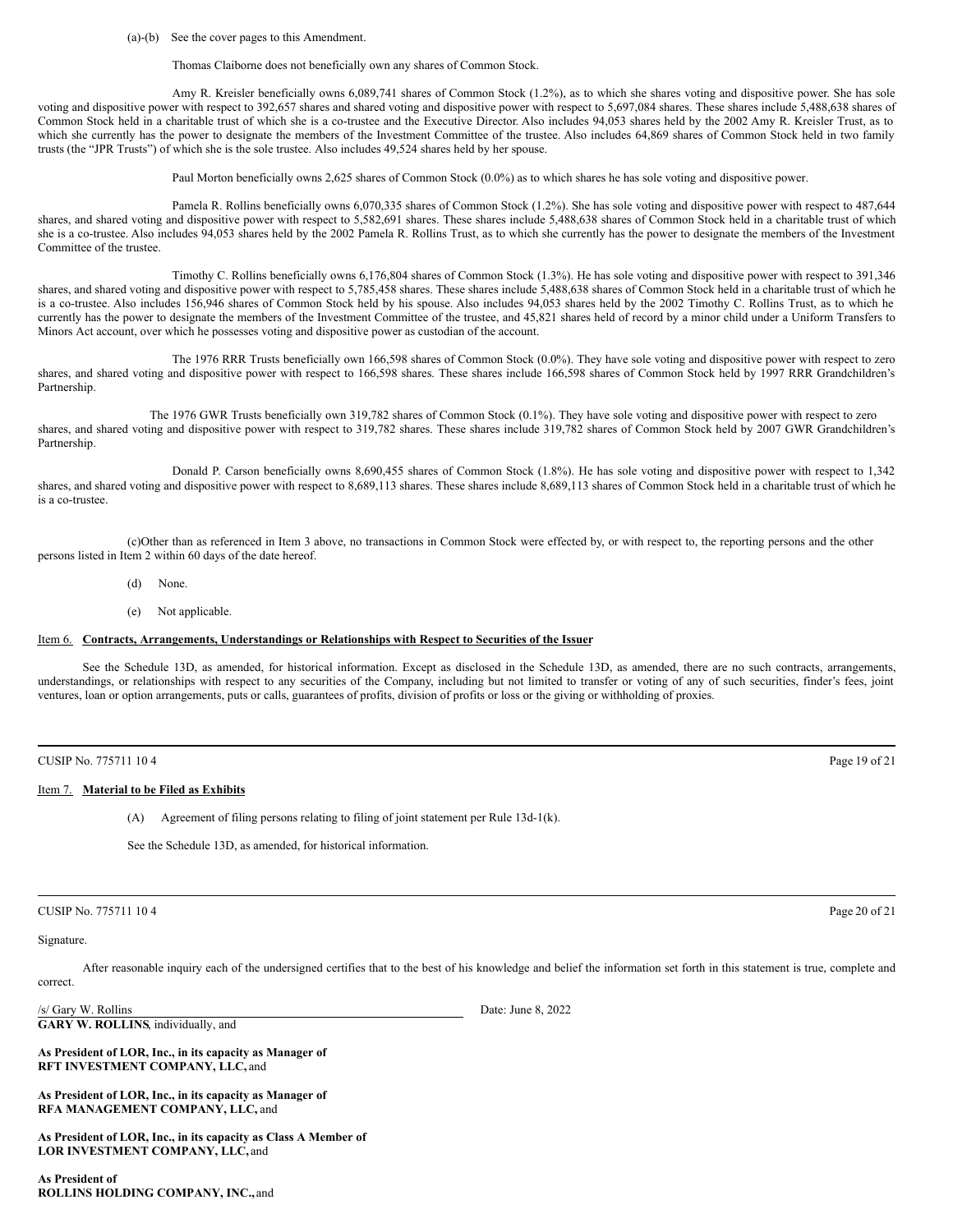(a)-(b) See the cover pages to this Amendment.

Thomas Claiborne does not beneficially own any shares of Common Stock.

Amy R. Kreisler beneficially owns 6,089,741 shares of Common Stock (1.2%), as to which she shares voting and dispositive power. She has sole voting and dispositive power with respect to 392,657 shares and shared voting and dispositive power with respect to 5,697,084 shares. These shares include 5,488,638 shares of Common Stock held in a charitable trust of which she is a co-trustee and the Executive Director. Also includes 94,053 shares held by the 2002 Amy R. Kreisler Trust, as to which she currently has the power to designate the members of the Investment Committee of the trustee. Also includes 64,869 shares of Common Stock held in two family trusts (the "JPR Trusts") of which she is the sole trustee. Also includes 49,524 shares held by her spouse.

Paul Morton beneficially owns 2,625 shares of Common Stock (0.0%) as to which shares he has sole voting and dispositive power.

Pamela R. Rollins beneficially owns 6,070,335 shares of Common Stock (1.2%). She has sole voting and dispositive power with respect to 487,644 shares, and shared voting and dispositive power with respect to 5,582,691 shares. These shares include 5,488,638 shares of Common Stock held in a charitable trust of which she is a co-trustee. Also includes 94,053 shares held by the 2002 Pamela R. Rollins Trust, as to which she currently has the power to designate the members of the Investment Committee of the trustee.

Timothy C. Rollins beneficially owns 6,176,804 shares of Common Stock (1.3%). He has sole voting and dispositive power with respect to 391,346 shares, and shared voting and dispositive power with respect to 5,785,458 shares. These shares include 5,488,638 shares of Common Stock held in a charitable trust of which he is a co-trustee. Also includes 156,946 shares of Common Stock held by his spouse. Also includes 94,053 shares held by the 2002 Timothy C. Rollins Trust, as to which he currently has the power to designate the members of the Investment Committee of the trustee, and 45,821 shares held of record by a minor child under a Uniform Transfers to Minors Act account, over which he possesses voting and dispositive power as custodian of the account.

The 1976 RRR Trusts beneficially own 166,598 shares of Common Stock (0.0%). They have sole voting and dispositive power with respect to zero shares, and shared voting and dispositive power with respect to 166,598 shares. These shares include 166,598 shares of Common Stock held by 1997 RRR Grandchildren's Partnership.

The 1976 GWR Trusts beneficially own 319,782 shares of Common Stock (0.1%). They have sole voting and dispositive power with respect to zero shares, and shared voting and dispositive power with respect to 319,782 shares. These shares include 319,782 shares of Common Stock held by 2007 GWR Grandchildren's Partnership.

Donald P. Carson beneficially owns 8,690,455 shares of Common Stock (1.8%). He has sole voting and dispositive power with respect to 1,342 shares, and shared voting and dispositive power with respect to 8,689,113 shares. These shares include 8,689,113 shares of Common Stock held in a charitable trust of which he is a co-trustee.

(c)Other than as referenced in Item 3 above, no transactions in Common Stock were effected by, or with respect to, the reporting persons and the other persons listed in Item 2 within 60 days of the date hereof.

(d) None.

(e) Not applicable.

## Item 6. **Contracts, Arrangements, Understandings or Relationships with Respect to Securities of the Issuer**

See the Schedule 13D, as amended, for historical information. Except as disclosed in the Schedule 13D, as amended, there are no such contracts, arrangements, understandings, or relationships with respect to any securities of the Company, including but not limited to transfer or voting of any of such securities, finder's fees, joint ventures, loan or option arrangements, puts or calls, guarantees of profits, division of profits or loss or the giving or withholding of proxies.

CUSIP No. 775711 10 4

## Item 7. **Material to be Filed as Exhibits**

(A) Agreement of filing persons relating to filing of joint statement per Rule 13d-1(k).

See the Schedule 13D, as amended, for historical information.

CUSIP No. 775711 10 4

Signature.

After reasonable inquiry each of the undersigned certifies that to the best of his knowledge and belief the information set forth in this statement is true, complete and correct.

/s/ Gary W. Rollins Date: June 8, 2022

**GARY W. ROLLINS**, individually, and

**As President of LOR, Inc., in its capacity as Manager of RFT INVESTMENT COMPANY, LLC,** and

**As President of LOR, Inc., in its capacity as Manager of RFA MANAGEMENT COMPANY, LLC,** and

**As President of LOR, Inc., in its capacity as Class A Member of LOR INVESTMENT COMPANY, LLC,** and

**As President of ROLLINS HOLDING COMPANY, INC.,** and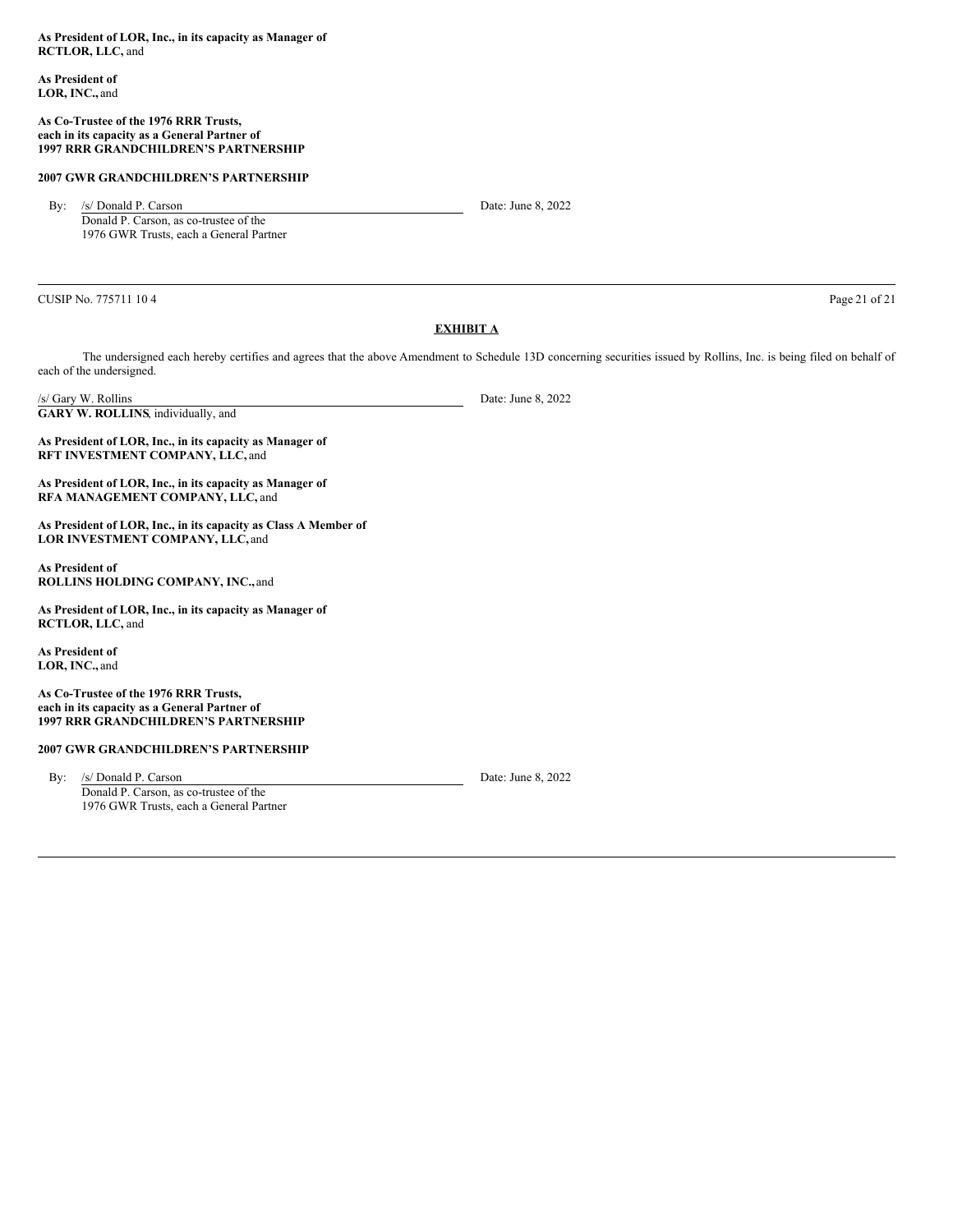**As President of LOR, Inc., in its capacity as Manager of RCTLOR, LLC,** and

**As President of LOR, INC.,** and

**As Co-Trustee of the 1976 RRR Trusts, each in its capacity as a General Partner of 1997 RRR GRANDCHILDREN'S PARTNERSHIP**

**2007 GWR GRANDCHILDREN'S PARTNERSHIP**

By: /s/ Donald P. Carson — Date: June 8, 2022
Donald P. Carson, as co-trustee of the 1976 GWR Trusts, each a General Partner

CUSIP No. 775711 10 4

## EXHIBIT A

The undersigned each hereby certifies and agrees that the above Amendment to Schedule 13D concerning securities issued by Rollins, Inc. is being filed on behalf of each of the undersigned.

/s/ Gary W. Rollins — Date: June 8, 2022
**GARY W. ROLLINS**, individually, and

**As President of LOR, Inc., in its capacity as Manager of RFT INVESTMENT COMPANY, LLC,** and

**As President of LOR, Inc., in its capacity as Manager of RFA MANAGEMENT COMPANY, LLC,** and

**As President of LOR, Inc., in its capacity as Class A Member of LOR INVESTMENT COMPANY, LLC,** and

**As President of ROLLINS HOLDING COMPANY, INC.,** and

**As President of LOR, Inc., in its capacity as Manager of RCTLOR, LLC,** and

**As President of LOR, INC.,** and

**As Co-Trustee of the 1976 RRR Trusts, each in its capacity as a General Partner of 1997 RRR GRANDCHILDREN'S PARTNERSHIP**

**2007 GWR GRANDCHILDREN'S PARTNERSHIP**

By: /s/ Donald P. Carson — Date: June 8, 2022
Donald P. Carson, as co-trustee of the 1976 GWR Trusts, each a General Partner